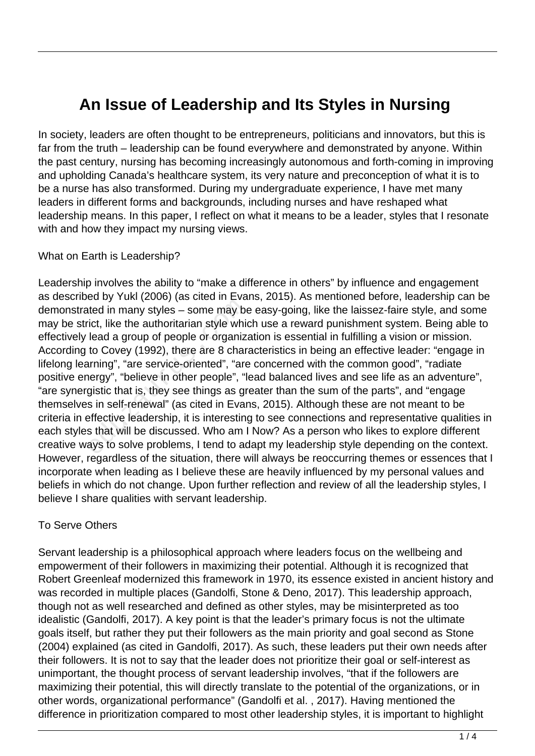# An Issue of Leadership and Its Styles in Nursing

In society, leaders are often thought to be entrepreneurs, politicians and innovators, but this is far from the truth – leadership can be found everywhere and demonstrated by anyone. Within the past century, nursing has becoming increasingly autonomous and forth-coming in improving and upholding Canada's healthcare system, its very nature and preconception of what it is to be a nurse has also transformed. During my undergraduate experience, I have met many leaders in different forms and backgrounds, including nurses and have reshaped what leadership means. In this paper, I reflect on what it means to be a leader, styles that I resonate with and how they impact my nursing views.

What on Earth is Leadership?

Leadership involves the ability to "make a difference in others" by influence and engagement as described by Yukl (2006) (as cited in Evans, 2015). As mentioned before, leadership can be demonstrated in many styles – some may be easy-going, like the laissez-faire style, and some may be strict, like the authoritarian style which use a reward punishment system. Being able to effectively lead a group of people or organization is essential in fulfilling a vision or mission. According to Covey (1992), there are 8 characteristics in being an effective leader: "engage in lifelong learning", "are service-oriented", "are concerned with the common good", "radiate positive energy", "believe in other people", "lead balanced lives and see life as an adventure", "are synergistic that is, they see things as greater than the sum of the parts", and "engage themselves in self-renewal" (as cited in Evans, 2015). Although these are not meant to be criteria in effective leadership, it is interesting to see connections and representative qualities in each styles that will be discussed. Who am I Now? As a person who likes to explore different creative ways to solve problems, I tend to adapt my leadership style depending on the context. However, regardless of the situation, there will always be reoccurring themes or essences that I incorporate when leading as I believe these are heavily influenced by my personal values and beliefs in which do not change. Upon further reflection and review of all the leadership styles, I believe I share qualities with servant leadership.

To Serve Others

Servant leadership is a philosophical approach where leaders focus on the wellbeing and empowerment of their followers in maximizing their potential. Although it is recognized that Robert Greenleaf modernized this framework in 1970, its essence existed in ancient history and was recorded in multiple places (Gandolfi, Stone & Deno, 2017). This leadership approach, though not as well researched and defined as other styles, may be misinterpreted as too idealistic (Gandolfi, 2017). A key point is that the leader's primary focus is not the ultimate goals itself, but rather they put their followers as the main priority and goal second as Stone (2004) explained (as cited in Gandolfi, 2017). As such, these leaders put their own needs after their followers. It is not to say that the leader does not prioritize their goal or self-interest as unimportant, the thought process of servant leadership involves, "that if the followers are maximizing their potential, this will directly translate to the potential of the organizations, or in other words, organizational performance" (Gandolfi et al. , 2017). Having mentioned the difference in prioritization compared to most other leadership styles, it is important to highlight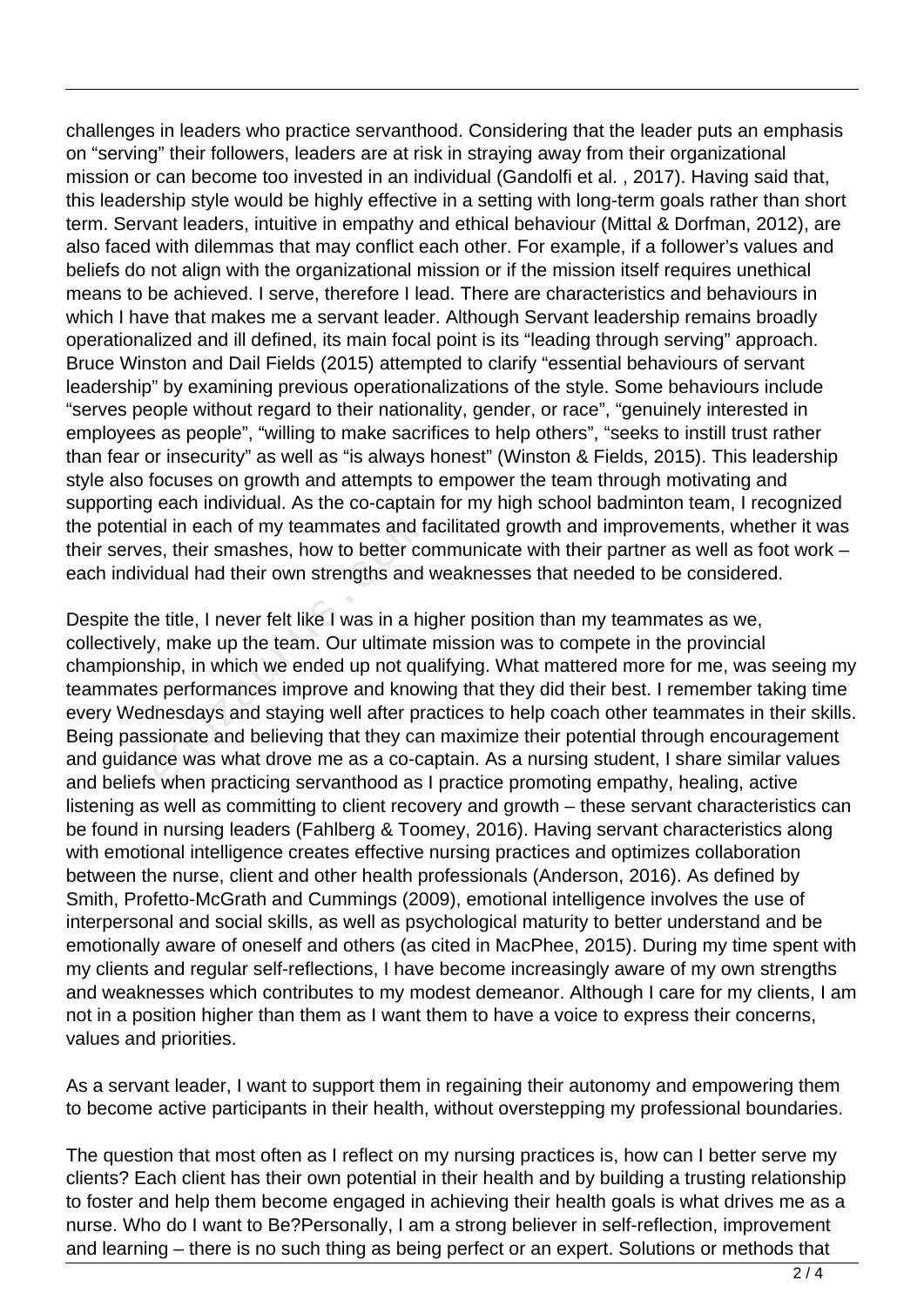challenges in leaders who practice servanthood. Considering that the leader puts an emphasis on "serving" their followers, leaders are at risk in straying away from their organizational mission or can become too invested in an individual (Gandolfi et al. , 2017). Having said that, this leadership style would be highly effective in a setting with long-term goals rather than short term. Servant leaders, intuitive in empathy and ethical behaviour (Mittal & Dorfman, 2012), are also faced with dilemmas that may conflict each other. For example, if a follower's values and beliefs do not align with the organizational mission or if the mission itself requires unethical means to be achieved. I serve, therefore I lead. There are characteristics and behaviours in which I have that makes me a servant leader. Although Servant leadership remains broadly operationalized and ill defined, its main focal point is its "leading through serving" approach. Bruce Winston and Dail Fields (2015) attempted to clarify "essential behaviours of servant leadership" by examining previous operationalizations of the style. Some behaviours include "serves people without regard to their nationality, gender, or race", "genuinely interested in employees as people", "willing to make sacrifices to help others", "seeks to instill trust rather than fear or insecurity" as well as "is always honest" (Winston & Fields, 2015). This leadership style also focuses on growth and attempts to empower the team through motivating and supporting each individual. As the co-captain for my high school badminton team, I recognized the potential in each of my teammates and facilitated growth and improvements, whether it was their serves, their smashes, how to better communicate with their partner as well as foot work – each individual had their own strengths and weaknesses that needed to be considered.

Despite the title, I never felt like I was in a higher position than my teammates as we, collectively, make up the team. Our ultimate mission was to compete in the provincial championship, in which we ended up not qualifying. What mattered more for me, was seeing my teammates performances improve and knowing that they did their best. I remember taking time every Wednesdays and staying well after practices to help coach other teammates in their skills. Being passionate and believing that they can maximize their potential through encouragement and guidance was what drove me as a co-captain. As a nursing student, I share similar values and beliefs when practicing servanthood as I practice promoting empathy, healing, active listening as well as committing to client recovery and growth – these servant characteristics can be found in nursing leaders (Fahlberg & Toomey, 2016). Having servant characteristics along with emotional intelligence creates effective nursing practices and optimizes collaboration between the nurse, client and other health professionals (Anderson, 2016). As defined by Smith, Profetto-McGrath and Cummings (2009), emotional intelligence involves the use of interpersonal and social skills, as well as psychological maturity to better understand and be emotionally aware of oneself and others (as cited in MacPhee, 2015). During my time spent with my clients and regular self-reflections, I have become increasingly aware of my own strengths and weaknesses which contributes to my modest demeanor. Although I care for my clients, I am not in a position higher than them as I want them to have a voice to express their concerns, values and priorities.

As a servant leader, I want to support them in regaining their autonomy and empowering them to become active participants in their health, without overstepping my professional boundaries.

The question that most often as I reflect on my nursing practices is, how can I better serve my clients? Each client has their own potential in their health and by building a trusting relationship to foster and help them become engaged in achieving their health goals is what drives me as a nurse. Who do I want to Be?Personally, I am a strong believer in self-reflection, improvement and learning – there is no such thing as being perfect or an expert. Solutions or methods that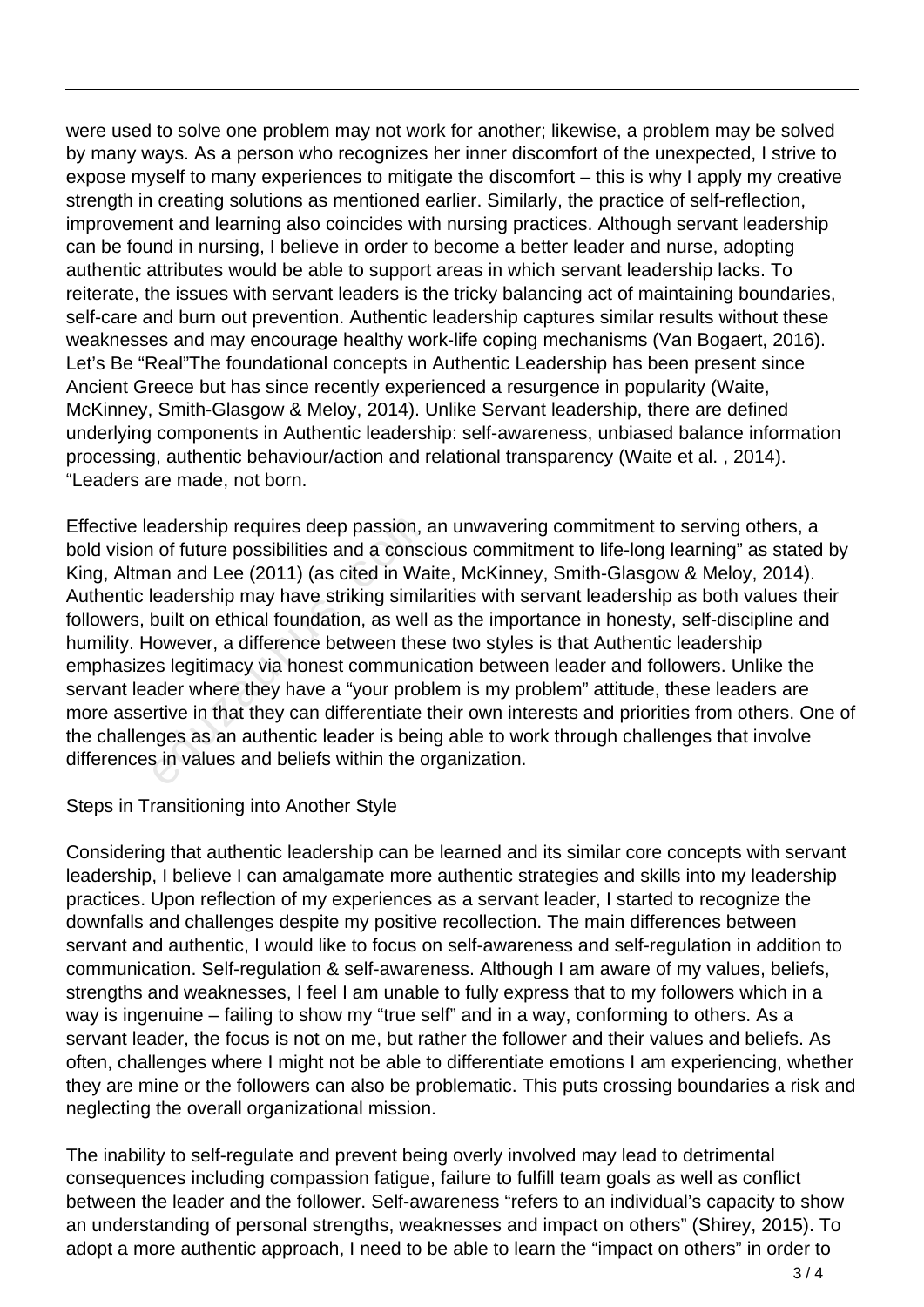were used to solve one problem may not work for another; likewise, a problem may be solved by many ways. As a person who recognizes her inner discomfort of the unexpected, I strive to expose myself to many experiences to mitigate the discomfort – this is why I apply my creative strength in creating solutions as mentioned earlier. Similarly, the practice of self-reflection, improvement and learning also coincides with nursing practices. Although servant leadership can be found in nursing, I believe in order to become a better leader and nurse, adopting authentic attributes would be able to support areas in which servant leadership lacks. To reiterate, the issues with servant leaders is the tricky balancing act of maintaining boundaries, self-care and burn out prevention. Authentic leadership captures similar results without these weaknesses and may encourage healthy work-life coping mechanisms (Van Bogaert, 2016). Let's Be "Real"The foundational concepts in Authentic Leadership has been present since Ancient Greece but has since recently experienced a resurgence in popularity (Waite, McKinney, Smith-Glasgow & Meloy, 2014). Unlike Servant leadership, there are defined underlying components in Authentic leadership: self-awareness, unbiased balance information processing, authentic behaviour/action and relational transparency (Waite et al. , 2014). "Leaders are made, not born.

Effective leadership requires deep passion, an unwavering commitment to serving others, a bold vision of future possibilities and a conscious commitment to life-long learning" as stated by King, Altman and Lee (2011) (as cited in Waite, McKinney, Smith-Glasgow & Meloy, 2014). Authentic leadership may have striking similarities with servant leadership as both values their followers, built on ethical foundation, as well as the importance in honesty, self-discipline and humility. However, a difference between these two styles is that Authentic leadership emphasizes legitimacy via honest communication between leader and followers. Unlike the servant leader where they have a "your problem is my problem" attitude, these leaders are more assertive in that they can differentiate their own interests and priorities from others. One of the challenges as an authentic leader is being able to work through challenges that involve differences in values and beliefs within the organization.

Steps in Transitioning into Another Style

Considering that authentic leadership can be learned and its similar core concepts with servant leadership, I believe I can amalgamate more authentic strategies and skills into my leadership practices. Upon reflection of my experiences as a servant leader, I started to recognize the downfalls and challenges despite my positive recollection. The main differences between servant and authentic, I would like to focus on self-awareness and self-regulation in addition to communication. Self-regulation & self-awareness. Although I am aware of my values, beliefs, strengths and weaknesses, I feel I am unable to fully express that to my followers which in a way is ingenuine – failing to show my "true self" and in a way, conforming to others. As a servant leader, the focus is not on me, but rather the follower and their values and beliefs. As often, challenges where I might not be able to differentiate emotions I am experiencing, whether they are mine or the followers can also be problematic. This puts crossing boundaries a risk and neglecting the overall organizational mission.

The inability to self-regulate and prevent being overly involved may lead to detrimental consequences including compassion fatigue, failure to fulfill team goals as well as conflict between the leader and the follower. Self-awareness "refers to an individual's capacity to show an understanding of personal strengths, weaknesses and impact on others" (Shirey, 2015). To adopt a more authentic approach, I need to be able to learn the "impact on others" in order to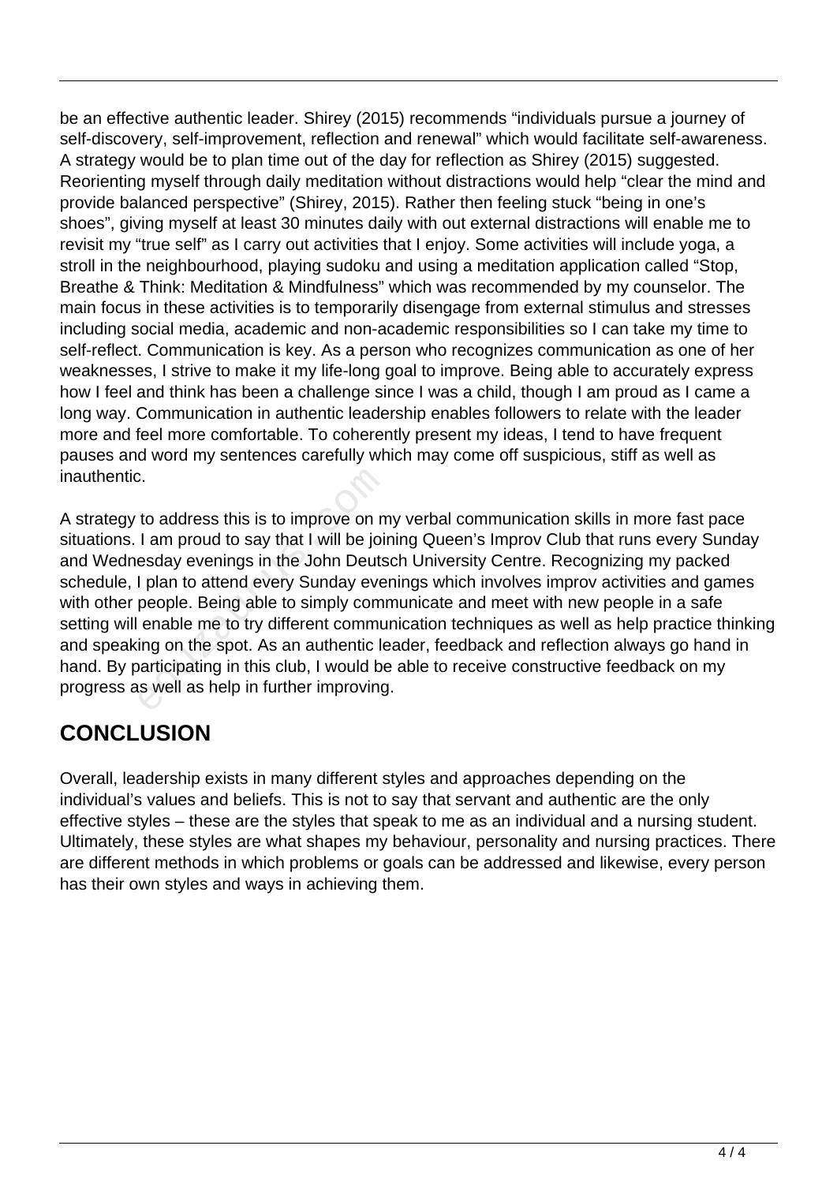be an effective authentic leader. Shirey (2015) recommends "individuals pursue a journey of self-discovery, self-improvement, reflection and renewal" which would facilitate self-awareness. A strategy would be to plan time out of the day for reflection as Shirey (2015) suggested. Reorienting myself through daily meditation without distractions would help "clear the mind and provide balanced perspective" (Shirey, 2015). Rather then feeling stuck "being in one's shoes", giving myself at least 30 minutes daily with out external distractions will enable me to revisit my "true self" as I carry out activities that I enjoy. Some activities will include yoga, a stroll in the neighbourhood, playing sudoku and using a meditation application called "Stop, Breathe & Think: Meditation & Mindfulness" which was recommended by my counselor. The main focus in these activities is to temporarily disengage from external stimulus and stresses including social media, academic and non-academic responsibilities so I can take my time to self-reflect. Communication is key. As a person who recognizes communication as one of her weaknesses, I strive to make it my life-long goal to improve. Being able to accurately express how I feel and think has been a challenge since I was a child, though I am proud as I came a long way. Communication in authentic leadership enables followers to relate with the leader more and feel more comfortable. To coherently present my ideas, I tend to have frequent pauses and word my sentences carefully which may come off suspicious, stiff as well as inauthentic.

A strategy to address this is to improve on my verbal communication skills in more fast pace situations. I am proud to say that I will be joining Queen's Improv Club that runs every Sunday and Wednesday evenings in the John Deutsch University Centre. Recognizing my packed schedule, I plan to attend every Sunday evenings which involves improv activities and games with other people. Being able to simply communicate and meet with new people in a safe setting will enable me to try different communication techniques as well as help practice thinking and speaking on the spot. As an authentic leader, feedback and reflection always go hand in hand. By participating in this club, I would be able to receive constructive feedback on my progress as well as help in further improving.

## CONCLUSION

Overall, leadership exists in many different styles and approaches depending on the individual's values and beliefs. This is not to say that servant and authentic are the only effective styles – these are the styles that speak to me as an individual and a nursing student. Ultimately, these styles are what shapes my behaviour, personality and nursing practices. There are different methods in which problems or goals can be addressed and likewise, every person has their own styles and ways in achieving them.